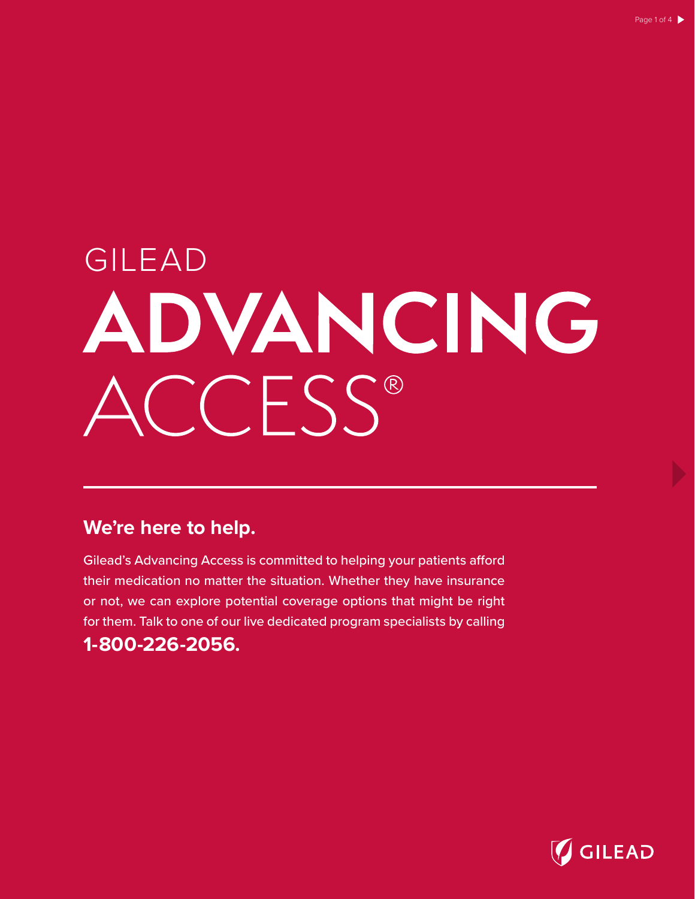# GILEAD ADVANCING ACCESS®

## We're here to help.

Gilead's Advancing Access is committed to helping your patients afford their medication no matter the situation. Whether they have insurance or not, we can explore potential coverage options that might be right for them. Talk to one of our live dedicated program specialists by calling

**1-800-226-2056.**

GILEAD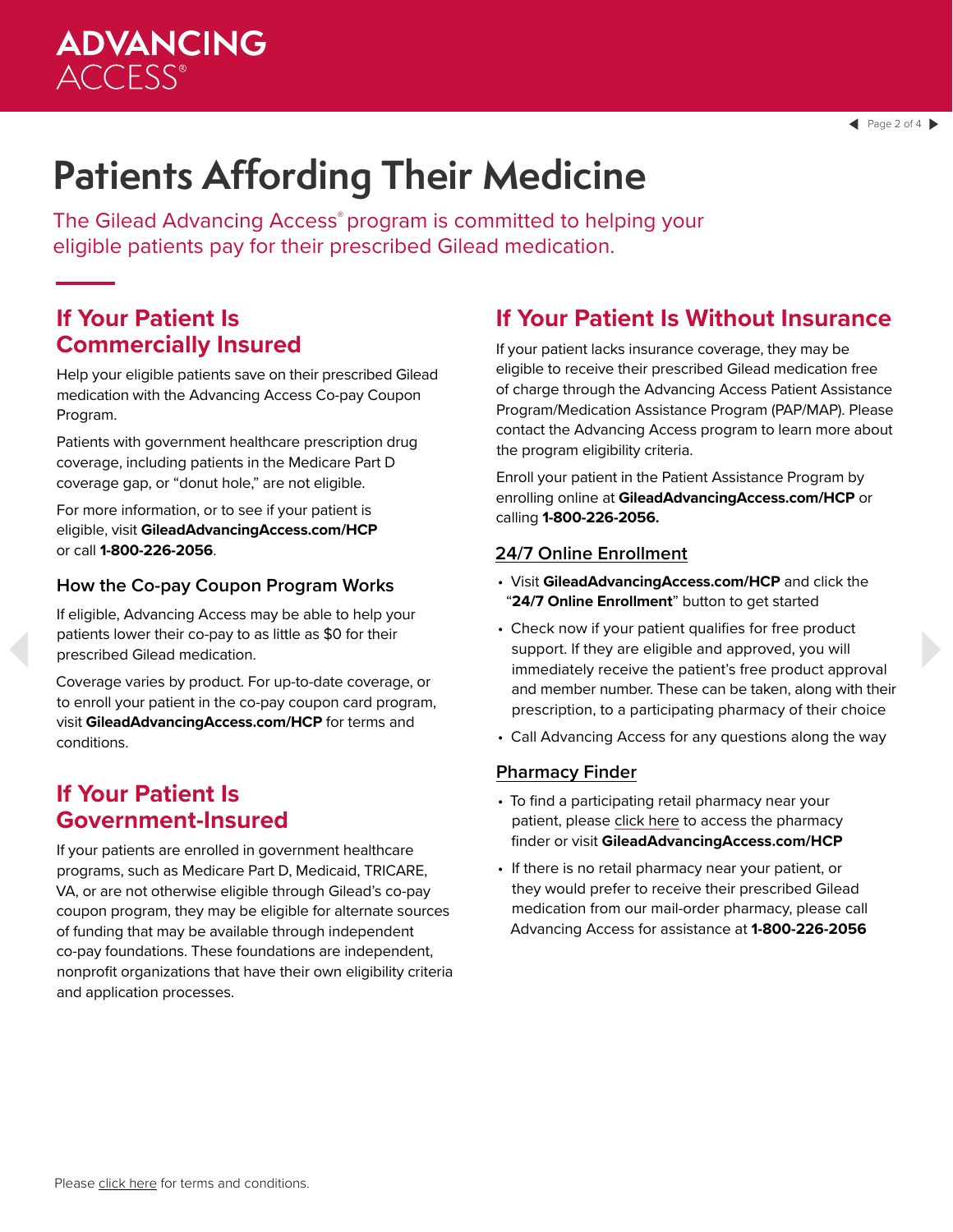# Patients Affording Their Medicine

The Gilead Advancing Access® program is committed to helping your eligible patients pay for their prescribed Gilead medication.

## If Your Patient Is Commercially Insured

Help your eligible patients save on their prescribed Gilead medication with the Advancing Access Co-pay Coupon Program.

Patients with government healthcare prescription drug coverage, including patients in the Medicare Part D coverage gap, or "donut hole," are not eligible.

For more information, or to see if your patient is eligible, visit **GileadAdvancingAccess.com/HCP** or call **1-800-226-2056**.

### How the Co-pay Coupon Program Works

If eligible, Advancing Access may be able to help your patients lower their co-pay to as little as $0 for their prescribed Gilead medication.

Coverage varies by product. For up-to-date coverage, or to enroll your patient in the co-pay coupon card program, visit **GileadAdvancingAccess.com/HCP** for terms and conditions.

## If Your Patient Is Government-Insured

If your patients are enrolled in government healthcare programs, such as Medicare Part D, Medicaid, TRICARE, VA, or are not otherwise eligible through Gilead's co-pay coupon program, they may be eligible for alternate sources of funding that may be available through independent co-pay foundations. These foundations are independent, nonprofit organizations that have their own eligibility criteria and application processes.

## If Your Patient Is Without Insurance

If your patient lacks insurance coverage, they may be eligible to receive their prescribed Gilead medication free of charge through the Advancing Access Patient Assistance Program/Medication Assistance Program (PAP/MAP). Please contact the Advancing Access program to learn more about the program eligibility criteria.

Enroll your patient in the Patient Assistance Program by enrolling online at **GileadAdvancingAccess.com/HCP** or calling **1-800-226-2056.**

### 24/7 Online Enrollment

- Visit **GileadAdvancingAccess.com/HCP** and click the "**24/7 Online Enrollment**" button to get started
- Check now if your patient qualifies for free product support. If they are eligible and approved, you will immediately receive the patient's free product approval and member number. These can be taken, along with their prescription, to a participating pharmacy of their choice
- Call Advancing Access for any questions along the way

### Pharmacy Finder

- To find a participating retail pharmacy near your patient, please click here to access the pharmacy finder or visit **GileadAdvancingAccess.com/HCP**
- If there is no retail pharmacy near your patient, or they would prefer to receive their prescribed Gilead medication from our mail-order pharmacy, please call Advancing Access for assistance at **1-800-226-2056**

Please click here for terms and conditions.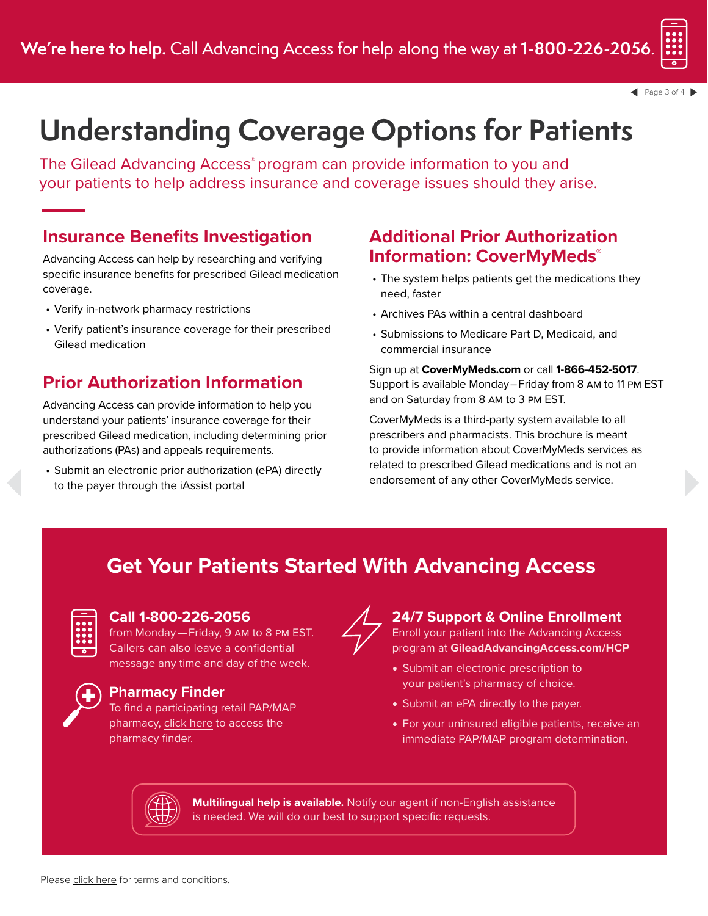**We're here to help.** Call Advancing Access for help along the way at **1-800-226-2056**.

# Understanding Coverage Options for Patients

The Gilead Advancing Access® program can provide information to you and your patients to help address insurance and coverage issues should they arise.

## Insurance Benefits Investigation

Advancing Access can help by researching and verifying specific insurance benefits for prescribed Gilead medication coverage.

- Verify in-network pharmacy restrictions
- Verify patient's insurance coverage for their prescribed Gilead medication

## Prior Authorization Information

Advancing Access can provide information to help you understand your patients' insurance coverage for their prescribed Gilead medication, including determining prior authorizations (PAs) and appeals requirements.

- Submit an electronic prior authorization (ePA) directly to the payer through the iAssist portal

## Additional Prior Authorization Information: CoverMyMeds®

- The system helps patients get the medications they need, faster
- Archives PAs within a central dashboard
- Submissions to Medicare Part D, Medicaid, and commercial insurance

Sign up at **CoverMyMeds.com** or call **1-866-452-5017**. Support is available Monday – Friday from 8 AM to 11 PM EST and on Saturday from 8 AM to 3 PM EST.

CoverMyMeds is a third-party system available to all prescribers and pharmacists. This brochure is meant to provide information about CoverMyMeds services as related to prescribed Gilead medications and is not an endorsement of any other CoverMyMeds service.

## Get Your Patients Started With Advancing Access

### Call 1-800-226-2056

from Monday — Friday, 9 AM to 8 PM EST. Callers can also leave a confidential message any time and day of the week.

### Pharmacy Finder

To find a participating retail PAP/MAP pharmacy, click here to access the pharmacy finder.

### 24/7 Support & Online Enrollment

Enroll your patient into the Advancing Access program at **GileadAdvancingAccess.com/HCP**

- Submit an electronic prescription to your patient's pharmacy of choice.
- Submit an ePA directly to the payer.
- For your uninsured eligible patients, receive an immediate PAP/MAP program determination.

**Multilingual help is available.** Notify our agent if non-English assistance is needed. We will do our best to support specific requests.

Please click here for terms and conditions.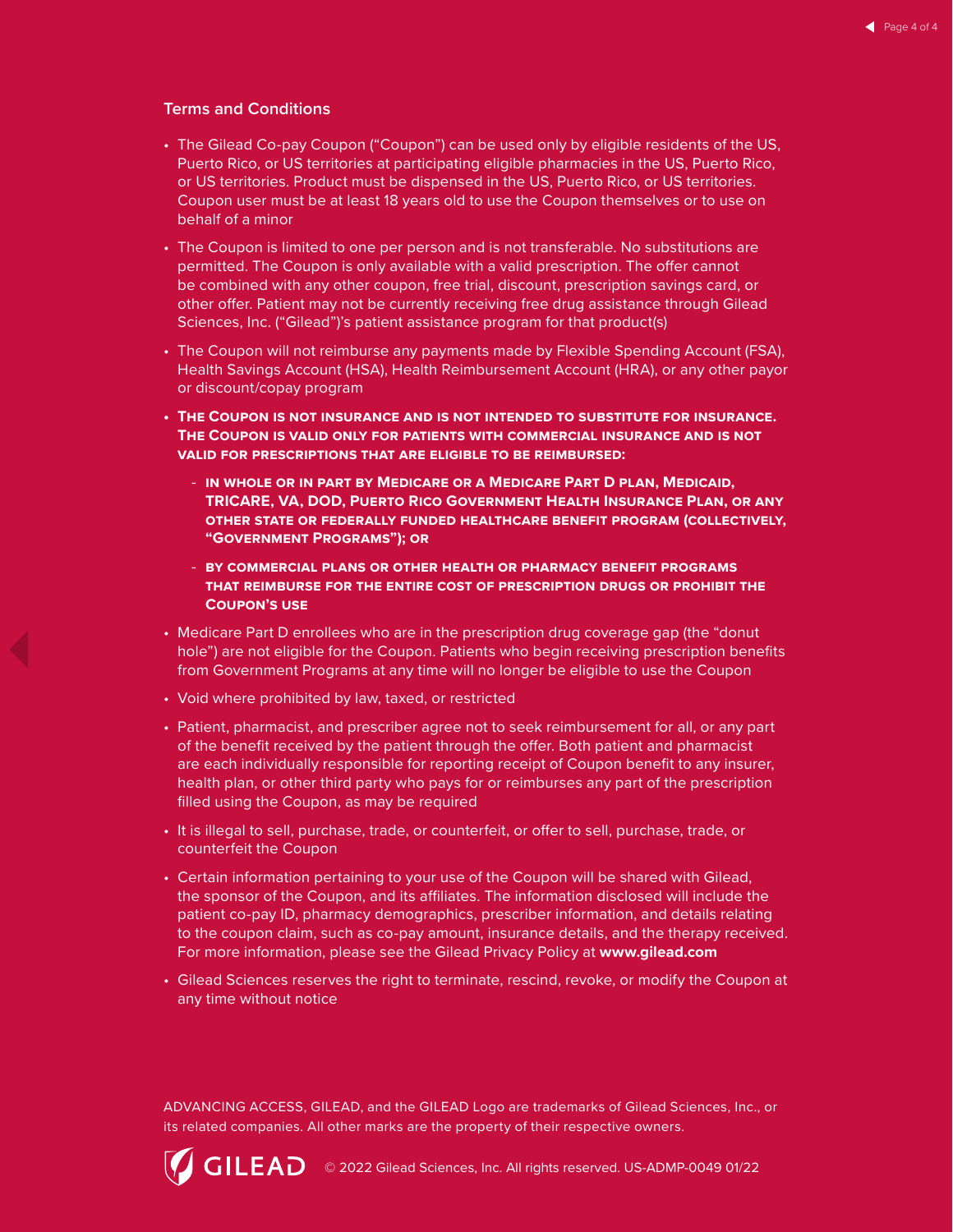## Terms and Conditions

- The Gilead Co-pay Coupon ("Coupon") can be used only by eligible residents of the US, Puerto Rico, or US territories at participating eligible pharmacies in the US, Puerto Rico, or US territories. Product must be dispensed in the US, Puerto Rico, or US territories. Coupon user must be at least 18 years old to use the Coupon themselves or to use on behalf of a minor
- The Coupon is limited to one per person and is not transferable. No substitutions are permitted. The Coupon is only available with a valid prescription. The offer cannot be combined with any other coupon, free trial, discount, prescription savings card, or other offer. Patient may not be currently receiving free drug assistance through Gilead Sciences, Inc. ("Gilead")'s patient assistance program for that product(s)
- The Coupon will not reimburse any payments made by Flexible Spending Account (FSA), Health Savings Account (HSA), Health Reimbursement Account (HRA), or any other payor or discount/copay program
- **THE COUPON IS NOT INSURANCE AND IS NOT INTENDED TO SUBSTITUTE FOR INSURANCE. THE COUPON IS VALID ONLY FOR PATIENTS WITH COMMERCIAL INSURANCE AND IS NOT VALID FOR PRESCRIPTIONS THAT ARE ELIGIBLE TO BE REIMBURSED:**
  - **IN WHOLE OR IN PART BY MEDICARE OR A MEDICARE PART D PLAN, MEDICAID, TRICARE, VA, DOD, PUERTO RICO GOVERNMENT HEALTH INSURANCE PLAN, OR ANY OTHER STATE OR FEDERALLY FUNDED HEALTHCARE BENEFIT PROGRAM (COLLECTIVELY, "GOVERNMENT PROGRAMS"); OR**
  - **BY COMMERCIAL PLANS OR OTHER HEALTH OR PHARMACY BENEFIT PROGRAMS THAT REIMBURSE FOR THE ENTIRE COST OF PRESCRIPTION DRUGS OR PROHIBIT THE COUPON'S USE**
- Medicare Part D enrollees who are in the prescription drug coverage gap (the "donut hole") are not eligible for the Coupon. Patients who begin receiving prescription benefits from Government Programs at any time will no longer be eligible to use the Coupon
- Void where prohibited by law, taxed, or restricted
- Patient, pharmacist, and prescriber agree not to seek reimbursement for all, or any part of the benefit received by the patient through the offer. Both patient and pharmacist are each individually responsible for reporting receipt of Coupon benefit to any insurer, health plan, or other third party who pays for or reimburses any part of the prescription filled using the Coupon, as may be required
- It is illegal to sell, purchase, trade, or counterfeit, or offer to sell, purchase, trade, or counterfeit the Coupon
- Certain information pertaining to your use of the Coupon will be shared with Gilead, the sponsor of the Coupon, and its affiliates. The information disclosed will include the patient co-pay ID, pharmacy demographics, prescriber information, and details relating to the coupon claim, such as co-pay amount, insurance details, and the therapy received. For more information, please see the Gilead Privacy Policy at **www.gilead.com**
- Gilead Sciences reserves the right to terminate, rescind, revoke, or modify the Coupon at any time without notice

ADVANCING ACCESS, GILEAD, and the GILEAD Logo are trademarks of Gilead Sciences, Inc., or its related companies. All other marks are the property of their respective owners.

GILEAD © 2022 Gilead Sciences, Inc. All rights reserved. US-ADMP-0049 01/22